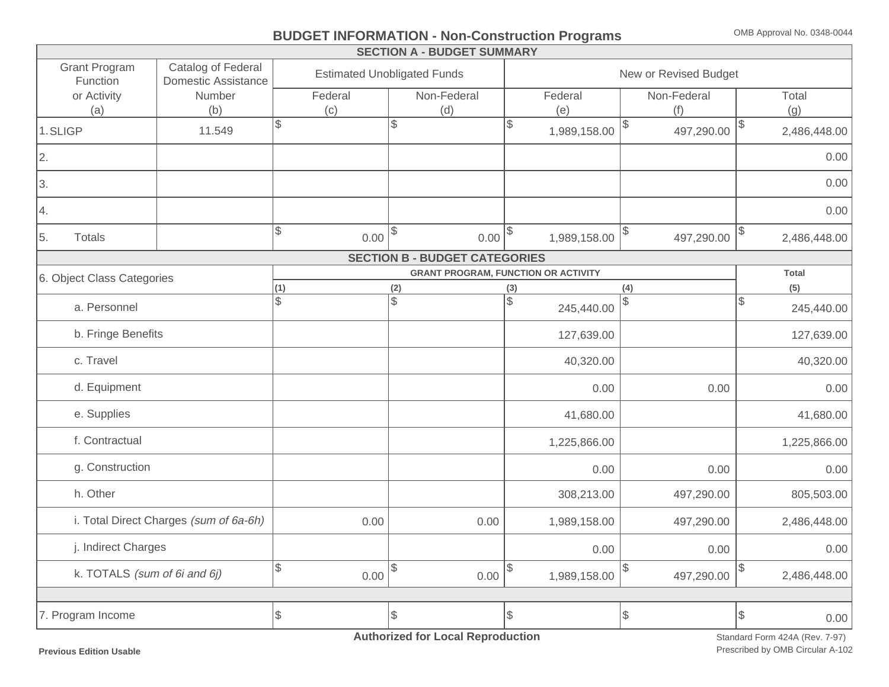# BUDGET INFORMATION - Non-Construction Programs

OMB Approval No. 0348-0044

## SECTION A - BUDGET SUMMARY

| Grant Program Function or Activity (a) | Catalog of Federal Domestic Assistance Number (b) | Estimated Unobligated Funds Federal (c) | Estimated Unobligated Funds Non-Federal (d) | New or Revised Budget Federal (e) | New or Revised Budget Non-Federal (f) | New or Revised Budget Total (g) |
|---|---|---|---|---|---|---|
| 1. SLIGP | 11.549 | $ | $ | $ 1,989,158.00 | $ 497,290.00 | $ 2,486,448.00 |
| 2. | | | | | | 0.00 |
| 3. | | | | | | 0.00 |
| 4. | | | | | | 0.00 |
| 5. Totals | | $ 0.00 | $ 0.00 | $ 1,989,158.00 | $ 497,290.00 | $ 2,486,448.00 |

## SECTION B - BUDGET CATEGORIES

| 6. Object Class Categories | GRANT PROGRAM, FUNCTION OR ACTIVITY (1) | (2) | (3) | (4) | Total (5) |
|---|---|---|---|---|---|
| a. Personnel | $ | $ | $ 245,440.00 | $ | $ 245,440.00 |
| b. Fringe Benefits | | | 127,639.00 | | 127,639.00 |
| c. Travel | | | 40,320.00 | | 40,320.00 |
| d. Equipment | | | 0.00 | 0.00 | 0.00 |
| e. Supplies | | | 41,680.00 | | 41,680.00 |
| f. Contractual | | | 1,225,866.00 | | 1,225,866.00 |
| g. Construction | | | 0.00 | 0.00 | 0.00 |
| h. Other | | | 308,213.00 | 497,290.00 | 805,503.00 |
| i. Total Direct Charges *(sum of 6a-6h)* | 0.00 | 0.00 | 1,989,158.00 | 497,290.00 | 2,486,448.00 |
| j. Indirect Charges | | | 0.00 | 0.00 | 0.00 |
| k. TOTALS *(sum of 6i and 6j)* | $ 0.00 | $ 0.00 | $ 1,989,158.00 | $ 497,290.00 | $ 2,486,448.00 |
| | | | | | |
| 7. Program Income | $ | $ | $ | $ | $ 0.00 |

**Authorized for Local Reproduction**

**Previous Edition Usable**

Standard Form 424A (Rev. 7-97)
Prescribed by OMB Circular A-102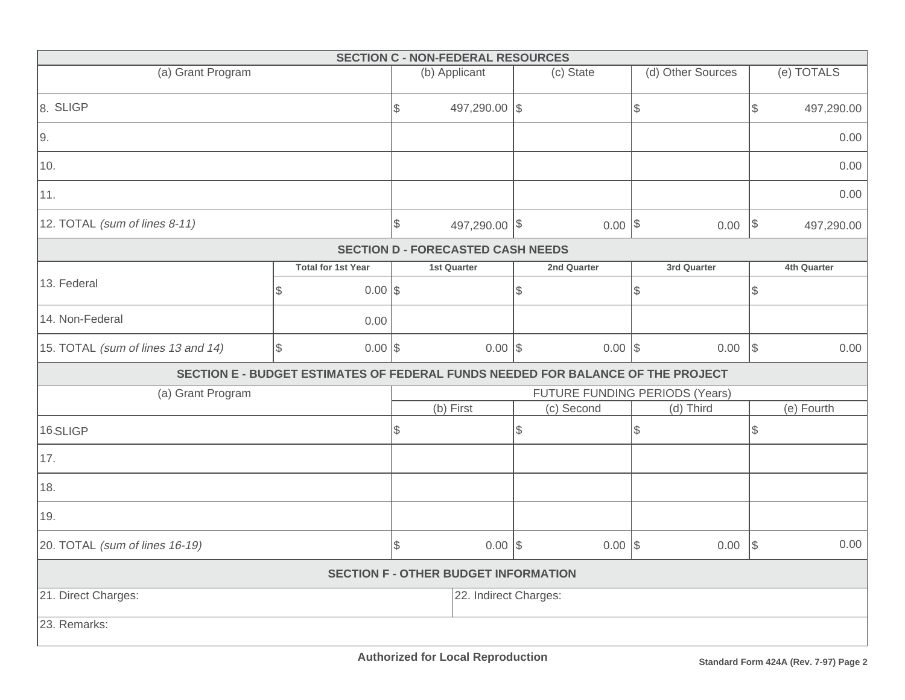## SECTION C - NON-FEDERAL RESOURCES

| (a) Grant Program | (b) Applicant | (c) State | (d) Other Sources | (e) TOTALS |
|---|---|---|---|---|
| 8. SLIGP | $ 497,290.00 | $ | $ | $ 497,290.00 |
| 9. | | | | 0.00 |
| 10. | | | | 0.00 |
| 11. | | | | 0.00 |
| 12. TOTAL *(sum of lines 8-11)* | $ 497,290.00 | $ 0.00 | $ 0.00 | $ 497,290.00 |

## SECTION D - FORECASTED CASH NEEDS

| | Total for 1st Year | 1st Quarter | 2nd Quarter | 3rd Quarter | 4th Quarter |
|---|---|---|---|---|---|
| 13. Federal | $ 0.00 | $ | $ | $ | $ |
| 14. Non-Federal | 0.00 | | | | |
| 15. TOTAL *(sum of lines 13 and 14)* | $ 0.00 | $ 0.00 | $ 0.00 | $ 0.00 | $ 0.00 |

## SECTION E - BUDGET ESTIMATES OF FEDERAL FUNDS NEEDED FOR BALANCE OF THE PROJECT

| (a) Grant Program | FUTURE FUNDING PERIODS (Years) | | | |
|---|---|---|---|---|
| | (b) First | (c) Second | (d) Third | (e) Fourth |
| 16. SLIGP | $ | $ | $ | $ |
| 17. | | | | |
| 18. | | | | |
| 19. | | | | |
| 20. TOTAL *(sum of lines 16-19)* | $ 0.00 | $ 0.00 | $ 0.00 | $ 0.00 |

## SECTION F - OTHER BUDGET INFORMATION

| 21. Direct Charges: | 22. Indirect Charges: |
|---|---|
| 23. Remarks: | |

**Authorized for Local Reproduction**

**Standard Form 424A (Rev. 7-97) Page 2**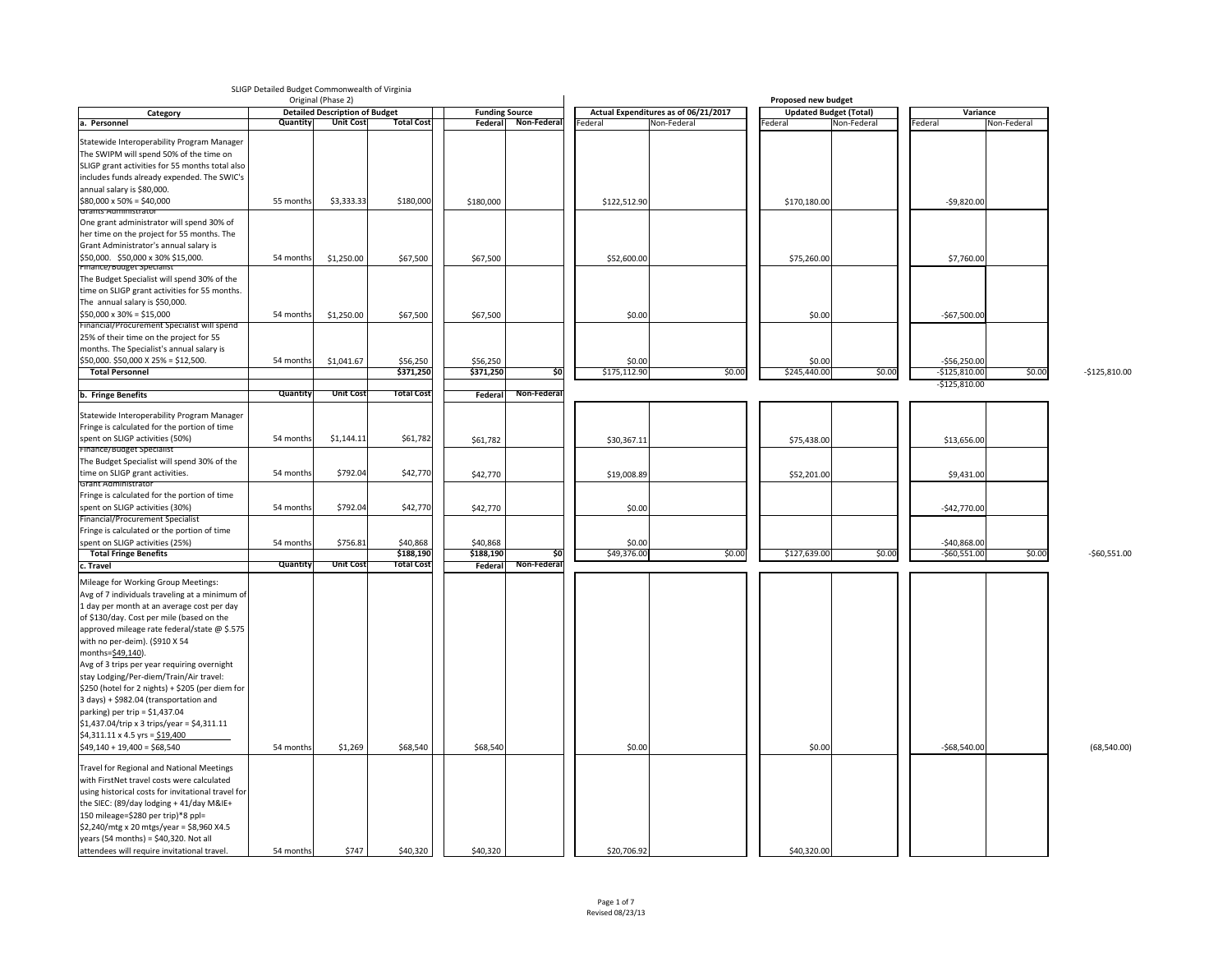SLIGP Detailed Budget Commonwealth of Virginia

Original (Phase 2)

Proposed new budget

| Category | Detailed Description of Budget | | | Funding Source | | Actual Expenditures as of 06/21/2017 | | Updated Budget (Total) | | Variance | | |
|---|---|---|---|---|---|---|---|---|---|---|---|---|
| | Quantity | Unit Cost | Total Cost | Federal | Non-Federal | Federal | Non-Federal | Federal | Non-Federal | Federal | Non-Federal | |
| **a. Personnel** | | | | | | | | | | | | |
| Statewide Interoperability Program Manager The SWIPM will spend 50% of the time on SLIGP grant activities for 55 months total also includes funds already expended. The SWIC's annual salary is $80,000. $80,000 x 50% = $40,000 | 55 months | $3,333.33 | $180,000 | $180,000 | | $122,512.90 | | $170,180.00 | | -$9,820.00 | | |
| Grants Administrator One grant administrator will spend 30% of her time on the project for 55 months. The Grant Administrator's annual salary is $50,000. $50,000 x 30% $15,000. | 54 months | $1,250.00 | $67,500 | $67,500 | | $52,600.00 | | $75,260.00 | | $7,760.00 | | |
| Finance/Budget Specialist The Budget Specialist will spend 30% of the time on SLIGP grant activities for 55 months. The annual salary is $50,000. $50,000 x 30% = $15,000 | 54 months | $1,250.00 | $67,500 | $67,500 | | $0.00 | | $0.00 | | -$67,500.00 | | |
| Financial/Procurement Specialist will spend 25% of their time on the project for 55 months. The Specialist's annual salary is $50,000. $50,000 X 25% = $12,500. | 54 months | $1,041.67 | $56,250 | $56,250 | | $0.00 | | $0.00 | | -$56,250.00 | | |
| **Total Personnel** | | | $371,250 | $371,250 | $0 | $175,112.90 | $0.00 | $245,440.00 | $0.00 | -$125,810.00 | $0.00 | -$125,810.00 |
| | | | | | | | | | | -$125,810.00 | | |
| **b. Fringe Benefits** | Quantity | Unit Cost | Total Cost | Federal | Non-Federal | | | | | | | |
| Statewide Interoperability Program Manager Fringe is calculated for the portion of time spent on SLIGP activities (50%) | 54 months | $1,144.11 | $61,782 | $61,782 | | $30,367.11 | | $75,438.00 | | $13,656.00 | | |
| Finance/Budget Specialist The Budget Specialist will spend 30% of the time on SLIGP grant activities. | 54 months | $792.04 | $42,770 | $42,770 | | $19,008.89 | | $52,201.00 | | $9,431.00 | | |
| Grant Administrator Fringe is calculated for the portion of time spent on SLIGP activities (30%) | 54 months | $792.04 | $42,770 | $42,770 | | $0.00 | | | | -$42,770.00 | | |
| Financial/Procurement Specialist Fringe is calculated or the portion of time spent on SLIGP activities (25%) | 54 months | $756.81 | $40,868 | $40,868 | | $0.00 | | | | -$40,868.00 | | |
| **Total Fringe Benefits** | | | $188,190 | $188,190 | $0 | $49,376.00 | $0.00 | $127,639.00 | $0.00 | -$60,551.00 | $0.00 | -$60,551.00 |
| **c. Travel** | Quantity | Unit Cost | Total Cost | Federal | Non-Federal | | | | | | | |
| Mileage for Working Group Meetings: Avg of 7 individuals traveling at a minimum of 1 day per month at an average cost per day of $130/day. Cost per mile (based on the approved mileage rate federal/state @ $.575 with no per-deim). ($910 X 54 months=$49,140). Avg of 3 trips per year requiring overnight stay Lodging/Per-diem/Train/Air travel: $250 (hotel for 2 nights) + $205 (per diem for 3 days) + $982.04 (transportation and parking) per trip = $1,437.04 $1,437.04/trip x 3 trips/year = $4,311.11 $4,311.11 x 4.5 yrs = $19,400 $49,140 + 19,400 = $68,540 | 54 months | $1,269 | $68,540 | $68,540 | | $0.00 | | $0.00 | | -$68,540.00 | | (68,540.00) |
| Travel for Regional and National Meetings with FirstNet travel costs were calculated using historical costs for invitational travel for the SIEC: (89/day lodging + 41/day M&IE+ 150 mileage=$280 per trip)*8 ppl= $2,240/mtg x 20 mtgs/year = $8,960 X4.5 years (54 months) = $40,320. Not all attendees will require invitational travel. | 54 months | $747 | $40,320 | $40,320 | | $20,706.92 | | $40,320.00 | | | | |

Revised 08/23/13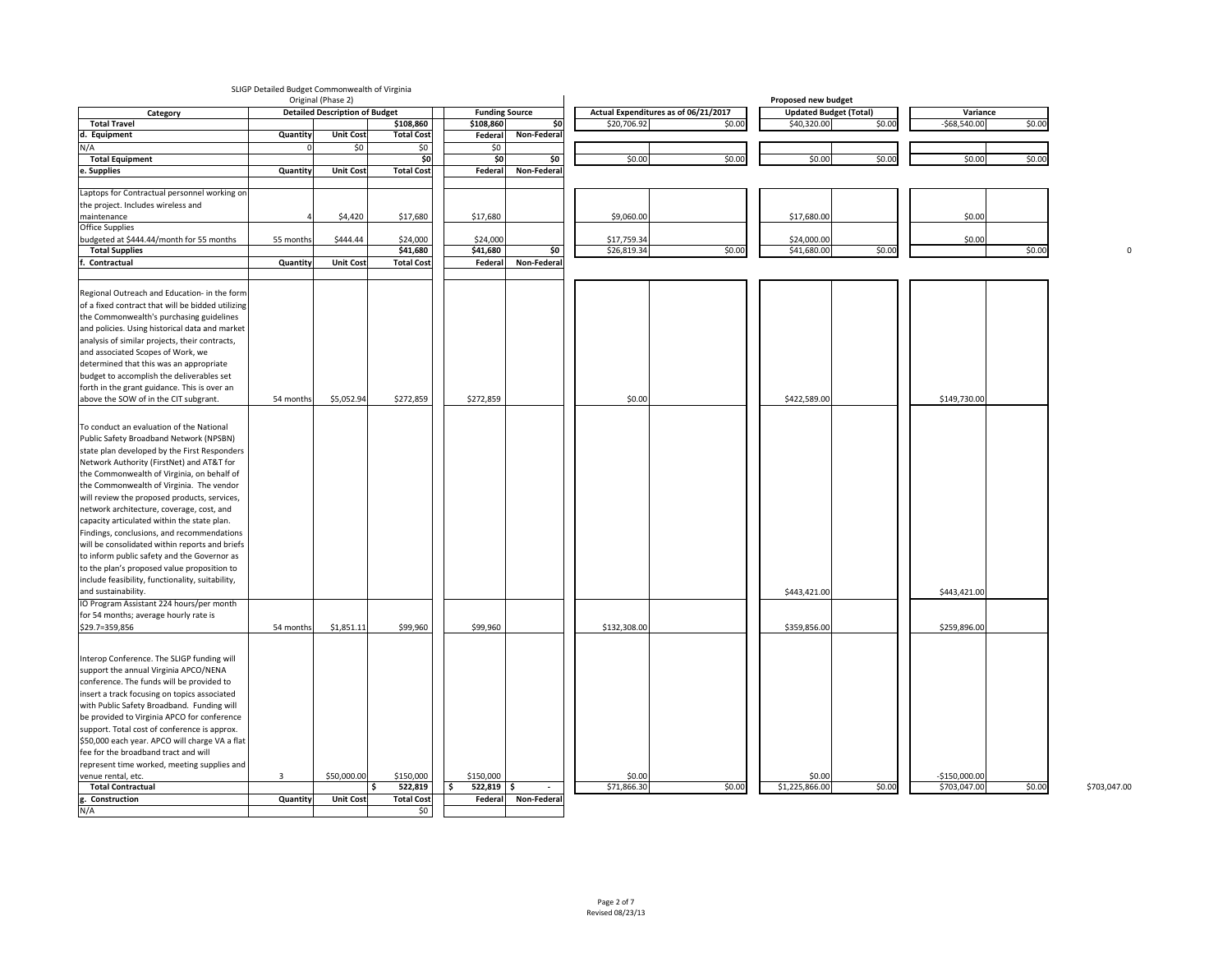SLIGP Detailed Budget Commonwealth of Virginia

Original (Phase 2)

| Category | Detailed Description of Budget | | | Funding Source | | Actual Expenditures as of 06/21/2017 | | Proposed new budget Updated Budget (Total) | | Variance | | |
|---|---|---|---|---|---|---|---|---|---|---|---|---|
| **Total Travel** | | | **$108,860** | **$108,860** | **$0** | $20,706.92 | $0.00 | $40,320.00 | $0.00 | -$68,540.00 | $0.00 | |
| **d. Equipment** | **Quantity** | **Unit Cost** | **Total Cost** | **Federal** | **Non-Federal** | | | | | | | |
| N/A | 0 | $0 | $0 | $0 | | | | | | | | |
| **Total Equipment** | | | **$0** | **$0** | **$0** | $0.00 | $0.00 | $0.00 | $0.00 | $0.00 | $0.00 | |
| **e. Supplies** | **Quantity** | **Unit Cost** | **Total Cost** | **Federal** | **Non-Federal** | | | | | | | |
| Laptops for Contractual personnel working on the project. Includes wireless and maintenance | 4 | $4,420 | $17,680 | $17,680 | | $9,060.00 | | $17,680.00 | | $0.00 | | |
| Office Supplies budgeted at $444.44/month for 55 months | 55 months | $444.44 | $24,000 | $24,000 | | $17,759.34 | | $24,000.00 | | $0.00 | | |
| **Total Supplies** | | | **$41,680** | **$41,680** | **$0** | $26,819.34 | $0.00 | $41,680.00 | $0.00 | | $0.00 | 0 |
| **f. Contractual** | **Quantity** | **Unit Cost** | **Total Cost** | **Federal** | **Non-Federal** | | | | | | | |
| Regional Outreach and Education- in the form of a fixed contract that will be bidded utilizing the Commonwealth's purchasing guidelines and policies. Using historical data and market analysis of similar projects, their contracts, and associated Scopes of Work, we determined that this was an appropriate budget to accomplish the deliverables set forth in the grant guidance. This is over an above the SOW of in the CIT subgrant. | 54 months | $5,052.94 | $272,859 | $272,859 | | $0.00 | | $422,589.00 | | $149,730.00 | | |
| To conduct an evaluation of the National Public Safety Broadband Network (NPSBN) state plan developed by the First Responders Network Authority (FirstNet) and AT&T for the Commonwealth of Virginia, on behalf of the Commonwealth of Virginia. The vendor will review the proposed products, services, network architecture, coverage, cost, and capacity articulated within the state plan. Findings, conclusions, and recommendations will be consolidated within reports and briefs to inform public safety and the Governor as to the plan's proposed value proposition to include feasibility, functionality, suitability, and sustainability. | | | | | | | | $443,421.00 | | $443,421.00 | | |
| IO Program Assistant 224 hours/per month for 54 months; average hourly rate is $29.7=359,856 | 54 months | $1,851.11 | $99,960 | $99,960 | | $132,308.00 | | $359,856.00 | | $259,896.00 | | |
| Interop Conference. The SLIGP funding will support the annual Virginia APCO/NENA conference. The funds will be provided to insert a track focusing on topics associated with Public Safety Broadband. Funding will be provided to Virginia APCO for conference support. Total cost of conference is approx. $50,000 each year. APCO will charge VA a flat fee for the broadband tract and will represent time worked, meeting supplies and venue rental, etc. | 3 | $50,000.00 | $150,000 | $150,000 | | $0.00 | | $0.00 | | -$150,000.00 | | |
| **Total Contractual** | | | **$ 522,819** | **$ 522,819** | **$ -** | $71,866.30 | $0.00 | $1,225,866.00 | $0.00 | $703,047.00 | $0.00 | $703,047.00 |
| **g. Construction** | **Quantity** | **Unit Cost** | **Total Cost** | **Federal** | **Non-Federal** | | | | | | | |
| N/A | | | $0 | | | | | | | | | |

Revised 08/23/13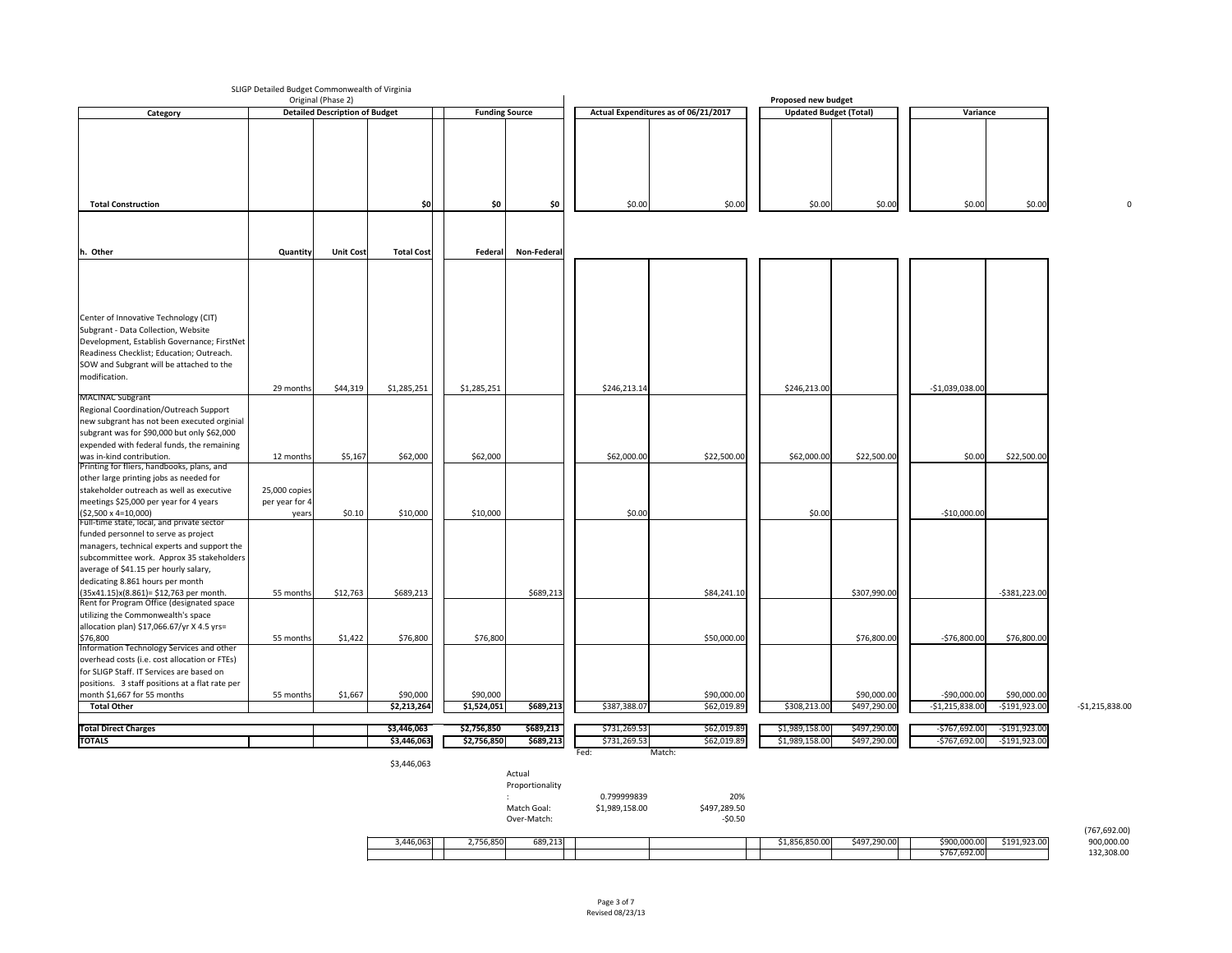SLIGP Detailed Budget Commonwealth of Virginia

Original (Phase 2)

Proposed new budget

| Category | Detailed Description of Budget | | | Funding Source | | Actual Expenditures as of 06/21/2017 | | Updated Budget (Total) | | Variance | | |
|---|---|---|---|---|---|---|---|---|---|---|---|---|
| **Total Construction** | | | $0 | $0 | $0 | $0.00 | $0.00 | $0.00 | $0.00 | $0.00 | $0.00 | 0 |
| **h. Other** | **Quantity** | **Unit Cost** | **Total Cost** | **Federal** | **Non-Federal** | | | | | | | |
| Center of Innovative Technology (CIT) Subgrant - Data Collection, Website Development, Establish Governance; FirstNet Readiness Checklist; Education; Outreach. SOW and Subgrant will be attached to the modification. | 29 months | $44,319 | $1,285,251 | $1,285,251 | | $246,213.14 | | $246,213.00 | | -$1,039,038.00 | | |
| MACINAC Subgrant Regional Coordination/Outreach Support new subgrant has not been executed orginial subgrant was for $90,000 but only $62,000 expended with federal funds, the remaining was in-kind contribution. | 12 months | $5,167 | $62,000 | $62,000 | | $62,000.00 | $22,500.00 | $62,000.00 | $22,500.00 | $0.00 | $22,500.00 | |
| Printing for fliers, handbooks, plans, and other large printing jobs as needed for stakeholder outreach as well as executive meetings $25,000 per year for 4 years ($2,500 x 4=10,000) | 25,000 copies per year for 4 years | $0.10 | $10,000 | $10,000 | | $0.00 | | $0.00 | | -$10,000.00 | | |
| Full-time state, local, and private sector funded personnel to serve as project managers, technical experts and support the subcommittee work. Approx 35 stakeholders average of $41.15 per hourly salary, dedicating 8.861 hours per month (35x41.15)x(8.861)= $12,763 per month. | 55 months | $12,763 | $689,213 | | $689,213 | | $84,241.10 | | $307,990.00 | | -$381,223.00 | |
| Rent for Program Office (designated space utilizing the Commonwealth's space allocation plan) $17,066.67/yr X 4.5 yrs= $76,800 | 55 months | $1,422 | $76,800 | $76,800 | | | $50,000.00 | | $76,800.00 | -$76,800.00 | $76,800.00 | |
| Information Technology Services and other overhead costs (i.e. cost allocation or FTEs) for SLIGP Staff. IT Services are based on positions. 3 staff positions at a flat rate per month $1,667 for 55 months | 55 months | $1,667 | $90,000 | $90,000 | | | $90,000.00 | | $90,000.00 | -$90,000.00 | $90,000.00 | |
| **Total Other** | | | **$2,213,264** | **$1,524,051** | **$689,213** | $387,388.07 | $62,019.89 | $308,213.00 | $497,290.00 | -$1,215,838.00 | -$191,923.00 | -$1,215,838.00 |
| **Total Direct Charges** | | | **$3,446,063** | **$2,756,850** | **$689,213** | $731,269.53 | $62,019.89 | $1,989,158.00 | $497,290.00 | -$767,692.00 | -$191,923.00 | |
| **TOTALS** | | | **$3,446,063** | **$2,756,850** | **$689,213** | $731,269.53 | $62,019.89 | $1,989,158.00 | $497,290.00 | -$767,692.00 | -$191,923.00 | |

Fed: Match:

$3,446,063

| | Fed | Match |
|---|---|---|
| Actual Proportionality: | 0.799999839 | 20% |
| Match Goal: | $1,989,158.00 | $497,289.50 |
| Over-Match: | | -$0.50 |

(767,692.00)

| 3,446,063 | 2,756,850 | 689,213 | | | $1,856,850.00 | $497,290.00 | $900,000.00 | $191,923.00 | 900,000.00 |
|---|---|---|---|---|---|---|---|---|---|
| | | | | | | | $767,692.00 | | 132,308.00 |

Revised 08/23/13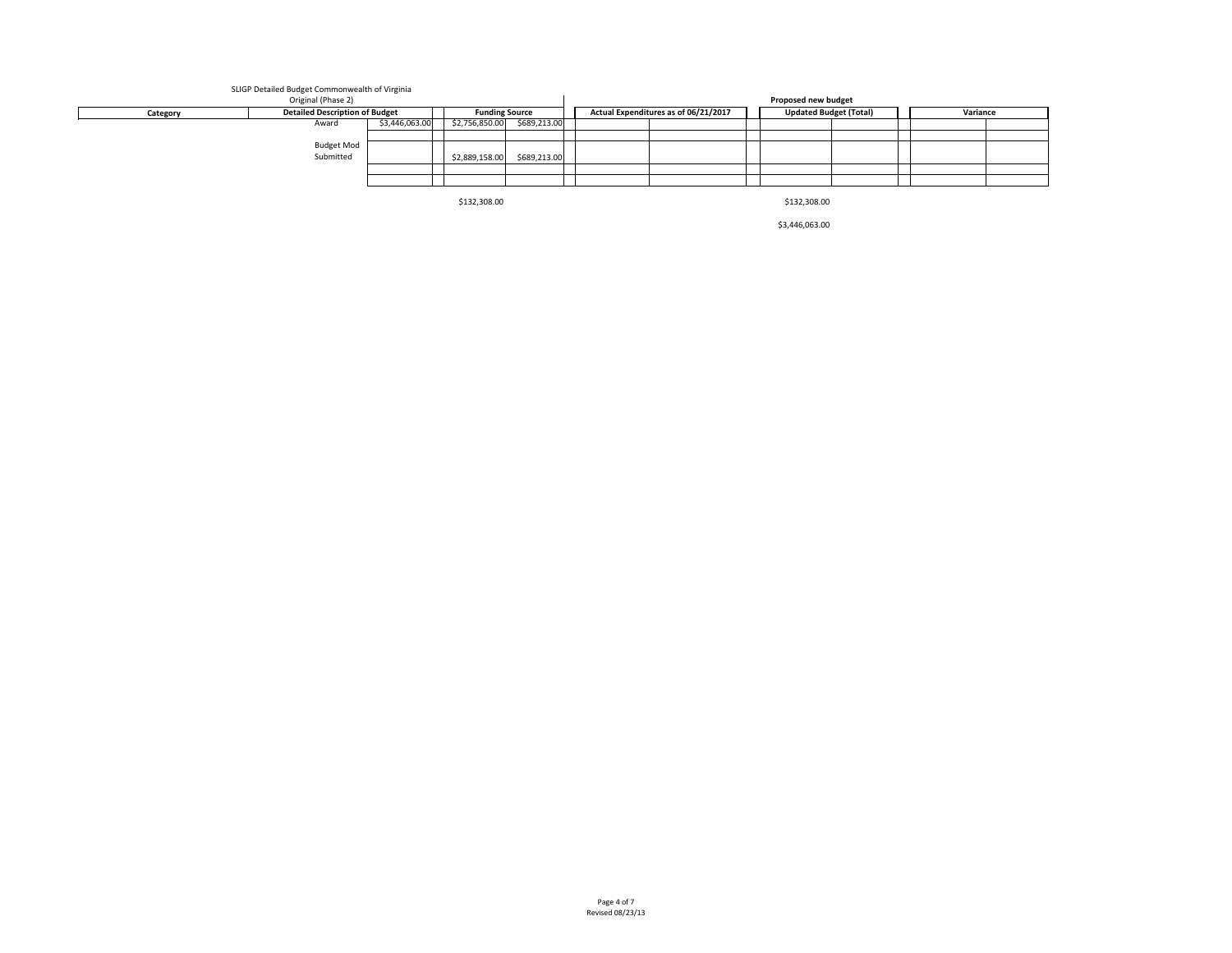SLIGP Detailed Budget Commonwealth of Virginia

Original (Phase 2)

**Proposed new budget**

| Category | Detailed Description of Budget | | | Funding Source | | | Actual Expenditures as of 06/21/2017 | | | Updated Budget (Total) | | | Variance | |
|---|---|---|---|---|---|---|---|---|---|---|---|---|---|---|
| | Award | $3,446,063.00 | | $2,756,850.00 | $689,213.00 | | | | | | | | | |
| | | | | | | | | | | | | | | |
| | Budget Mod Submitted | | | $2,889,158.00 | $689,213.00 | | | | | | | | | |
| | | | | | | | | | | | | | | |
| | | | | | | | | | | | | | | |

$132,308.00

$132,308.00

$3,446,063.00

Revised 08/23/13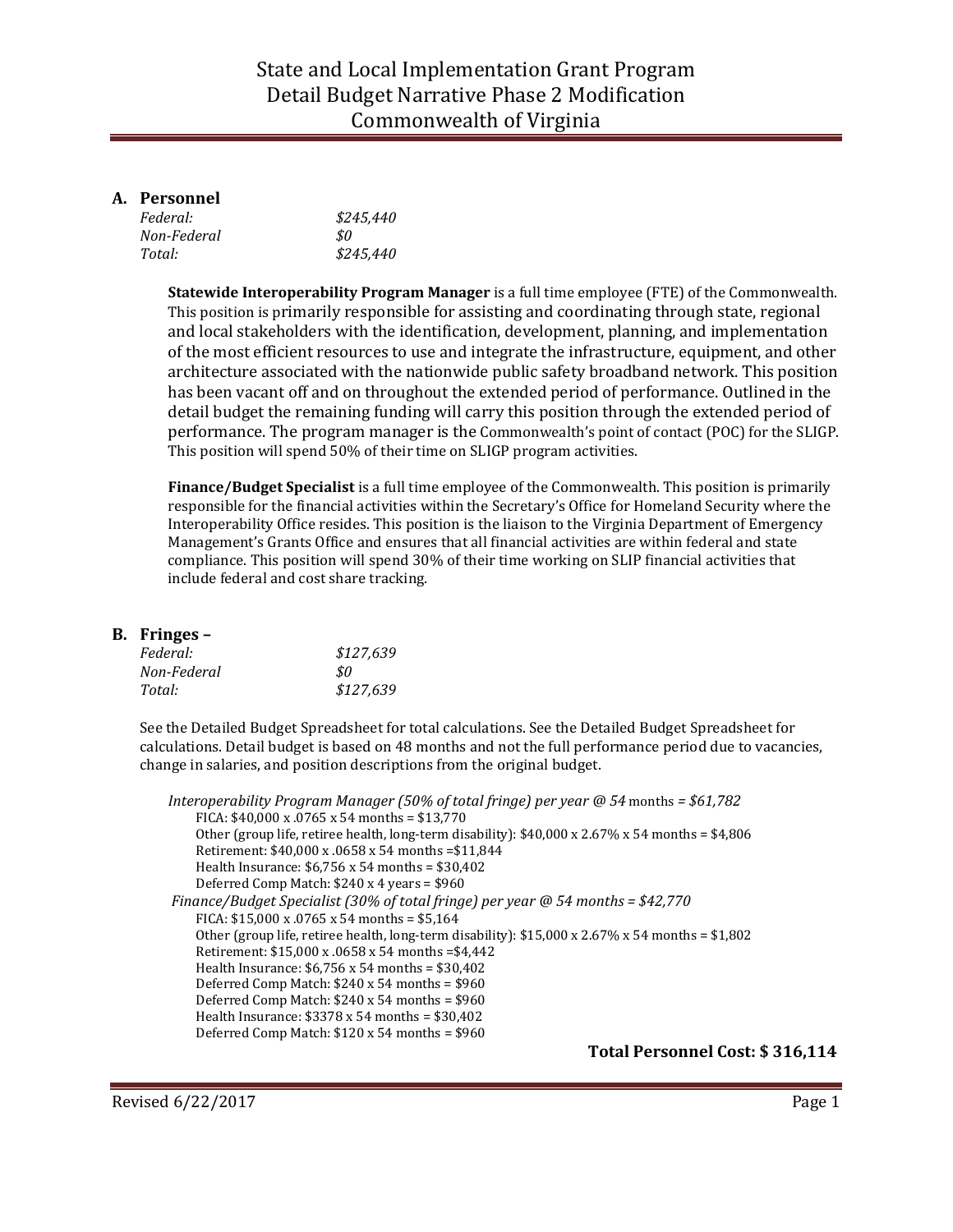# State and Local Implementation Grant Program
# Detail Budget Narrative Phase 2 Modification
# Commonwealth of Virginia

## A. Personnel

*Federal:* *$245,440*
*Non-Federal* *$0*
*Total:* *$245,440*

**Statewide Interoperability Program Manager** is a full time employee (FTE) of the Commonwealth. This position is primarily responsible for assisting and coordinating through state, regional and local stakeholders with the identification, development, planning, and implementation of the most efficient resources to use and integrate the infrastructure, equipment, and other architecture associated with the nationwide public safety broadband network. This position has been vacant off and on throughout the extended period of performance. Outlined in the detail budget the remaining funding will carry this position through the extended period of performance. The program manager is the Commonwealth's point of contact (POC) for the SLIGP. This position will spend 50% of their time on SLIGP program activities.

**Finance/Budget Specialist** is a full time employee of the Commonwealth. This position is primarily responsible for the financial activities within the Secretary's Office for Homeland Security where the Interoperability Office resides. This position is the liaison to the Virginia Department of Emergency Management's Grants Office and ensures that all financial activities are within federal and state compliance. This position will spend 30% of their time working on SLIP financial activities that include federal and cost share tracking.

## B. Fringes –

*Federal:* *$127,639*
*Non-Federal* *$0*
*Total:* *$127,639*

See the Detailed Budget Spreadsheet for total calculations. See the Detailed Budget Spreadsheet for calculations. Detail budget is based on 48 months and not the full performance period due to vacancies, change in salaries, and position descriptions from the original budget.

*Interoperability Program Manager (50% of total fringe) per year @ 54* months *= $61,782*
- FICA: $40,000 x .0765 x 54 months = $13,770
- Other (group life, retiree health, long-term disability): $40,000 x 2.67% x 54 months = $4,806
- Retirement: $40,000 x .0658 x 54 months =$11,844
- Health Insurance: $6,756 x 54 months = $30,402
- Deferred Comp Match: $240 x 4 years = $960

*Finance/Budget Specialist (30% of total fringe) per year @ 54 months = $42,770*
- FICA: $15,000 x .0765 x 54 months = $5,164
- Other (group life, retiree health, long-term disability): $15,000 x 2.67% x 54 months = $1,802
- Retirement: $15,000 x .0658 x 54 months =$4,442
- Health Insurance: $6,756 x 54 months = $30,402
- Deferred Comp Match: $240 x 54 months = $960
- Deferred Comp Match: $240 x 54 months = $960
- Health Insurance: $3378 x 54 months = $30,402
- Deferred Comp Match: $120 x 54 months = $960

**Total Personnel Cost: $ 316,114**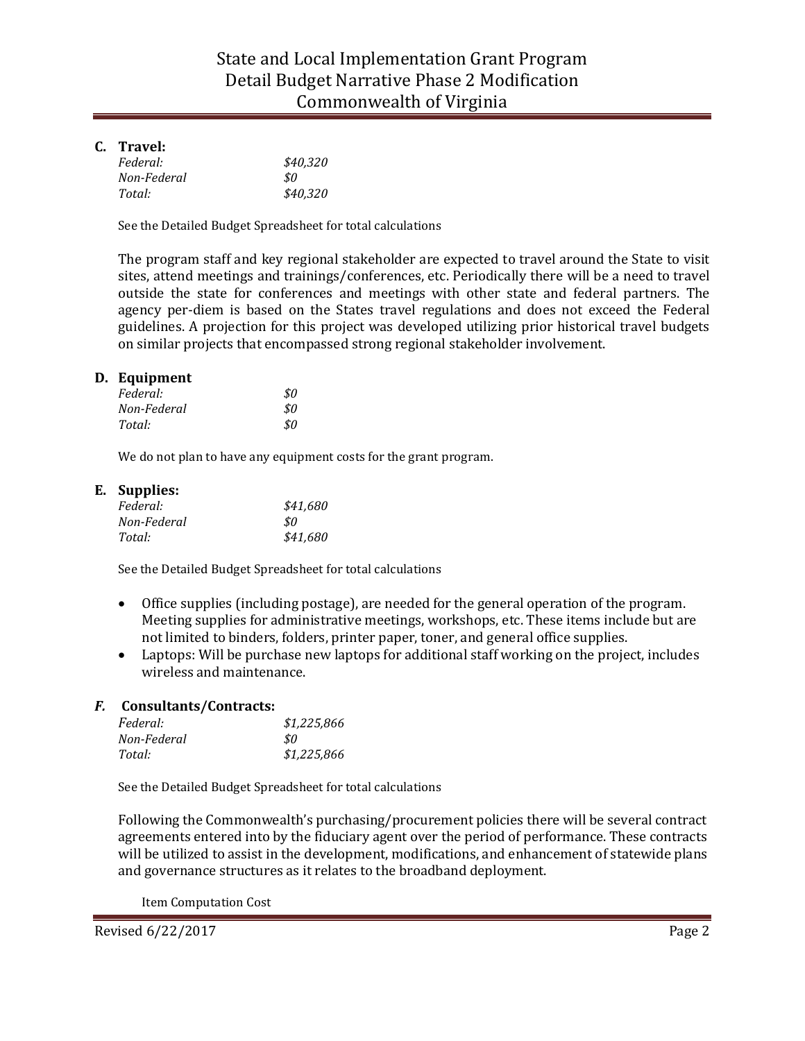## C. Travel:

*Federal:* *$40,320*
*Non-Federal* *$0*
*Total:* *$40,320*

See the Detailed Budget Spreadsheet for total calculations

The program staff and key regional stakeholder are expected to travel around the State to visit sites, attend meetings and trainings/conferences, etc. Periodically there will be a need to travel outside the state for conferences and meetings with other state and federal partners. The agency per-diem is based on the States travel regulations and does not exceed the Federal guidelines. A projection for this project was developed utilizing prior historical travel budgets on similar projects that encompassed strong regional stakeholder involvement.

## D. Equipment

*Federal:* *$0*
*Non-Federal* *$0*
*Total:* *$0*

We do not plan to have any equipment costs for the grant program.

## E. Supplies:

*Federal:* *$41,680*
*Non-Federal* *$0*
*Total:* *$41,680*

See the Detailed Budget Spreadsheet for total calculations

- Office supplies (including postage), are needed for the general operation of the program. Meeting supplies for administrative meetings, workshops, etc. These items include but are not limited to binders, folders, printer paper, toner, and general office supplies.
- Laptops: Will be purchase new laptops for additional staff working on the project, includes wireless and maintenance.

## *F.* Consultants/Contracts:

*Federal:* *$1,225,866*
*Non-Federal* *$0*
*Total:* *$1,225,866*

See the Detailed Budget Spreadsheet for total calculations

Following the Commonwealth's purchasing/procurement policies there will be several contract agreements entered into by the fiduciary agent over the period of performance. These contracts will be utilized to assist in the development, modifications, and enhancement of statewide plans and governance structures as it relates to the broadband deployment.

Item Computation Cost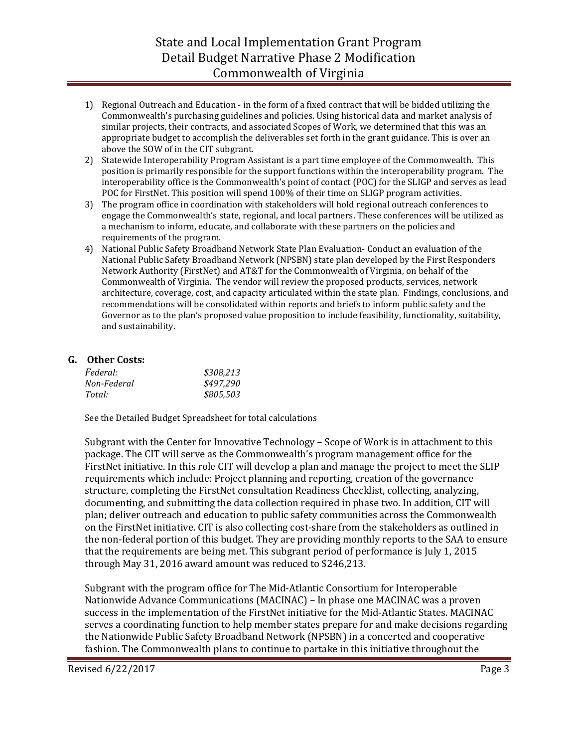1) Regional Outreach and Education - in the form of a fixed contract that will be bidded utilizing the Commonwealth's purchasing guidelines and policies. Using historical data and market analysis of similar projects, their contracts, and associated Scopes of Work, we determined that this was an appropriate budget to accomplish the deliverables set forth in the grant guidance. This is over an above the SOW of in the CIT subgrant.
2) Statewide Interoperability Program Assistant is a part time employee of the Commonwealth. This position is primarily responsible for the support functions within the interoperability program. The interoperability office is the Commonwealth's point of contact (POC) for the SLIGP and serves as lead POC for FirstNet. This position will spend 100% of their time on SLIGP program activities.
3) The program office in coordination with stakeholders will hold regional outreach conferences to engage the Commonwealth's state, regional, and local partners. These conferences will be utilized as a mechanism to inform, educate, and collaborate with these partners on the policies and requirements of the program.
4) National Public Safety Broadband Network State Plan Evaluation- Conduct an evaluation of the National Public Safety Broadband Network (NPSBN) state plan developed by the First Responders Network Authority (FirstNet) and AT&T for the Commonwealth of Virginia, on behalf of the Commonwealth of Virginia. The vendor will review the proposed products, services, network architecture, coverage, cost, and capacity articulated within the state plan. Findings, conclusions, and recommendations will be consolidated within reports and briefs to inform public safety and the Governor as to the plan's proposed value proposition to include feasibility, functionality, suitability, and sustainability.

## G. Other Costs:

| | |
|---|---|
| *Federal:* | *$308,213* |
| *Non-Federal* | *$497,290* |
| *Total:* | *$805,503* |

See the Detailed Budget Spreadsheet for total calculations

Subgrant with the Center for Innovative Technology – Scope of Work is in attachment to this package. The CIT will serve as the Commonwealth's program management office for the FirstNet initiative. In this role CIT will develop a plan and manage the project to meet the SLIP requirements which include: Project planning and reporting, creation of the governance structure, completing the FirstNet consultation Readiness Checklist, collecting, analyzing, documenting, and submitting the data collection required in phase two. In addition, CIT will plan; deliver outreach and education to public safety communities across the Commonwealth on the FirstNet initiative. CIT is also collecting cost-share from the stakeholders as outlined in the non-federal portion of this budget. They are providing monthly reports to the SAA to ensure that the requirements are being met. This subgrant period of performance is July 1, 2015 through May 31, 2016 award amount was reduced to $246,213.

Subgrant with the program office for The Mid-Atlantic Consortium for Interoperable Nationwide Advance Communications (MACINAC) – In phase one MACINAC was a proven success in the implementation of the FirstNet initiative for the Mid-Atlantic States. MACINAC serves a coordinating function to help member states prepare for and make decisions regarding the Nationwide Public Safety Broadband Network (NPSBN) in a concerted and cooperative fashion. The Commonwealth plans to continue to partake in this initiative throughout the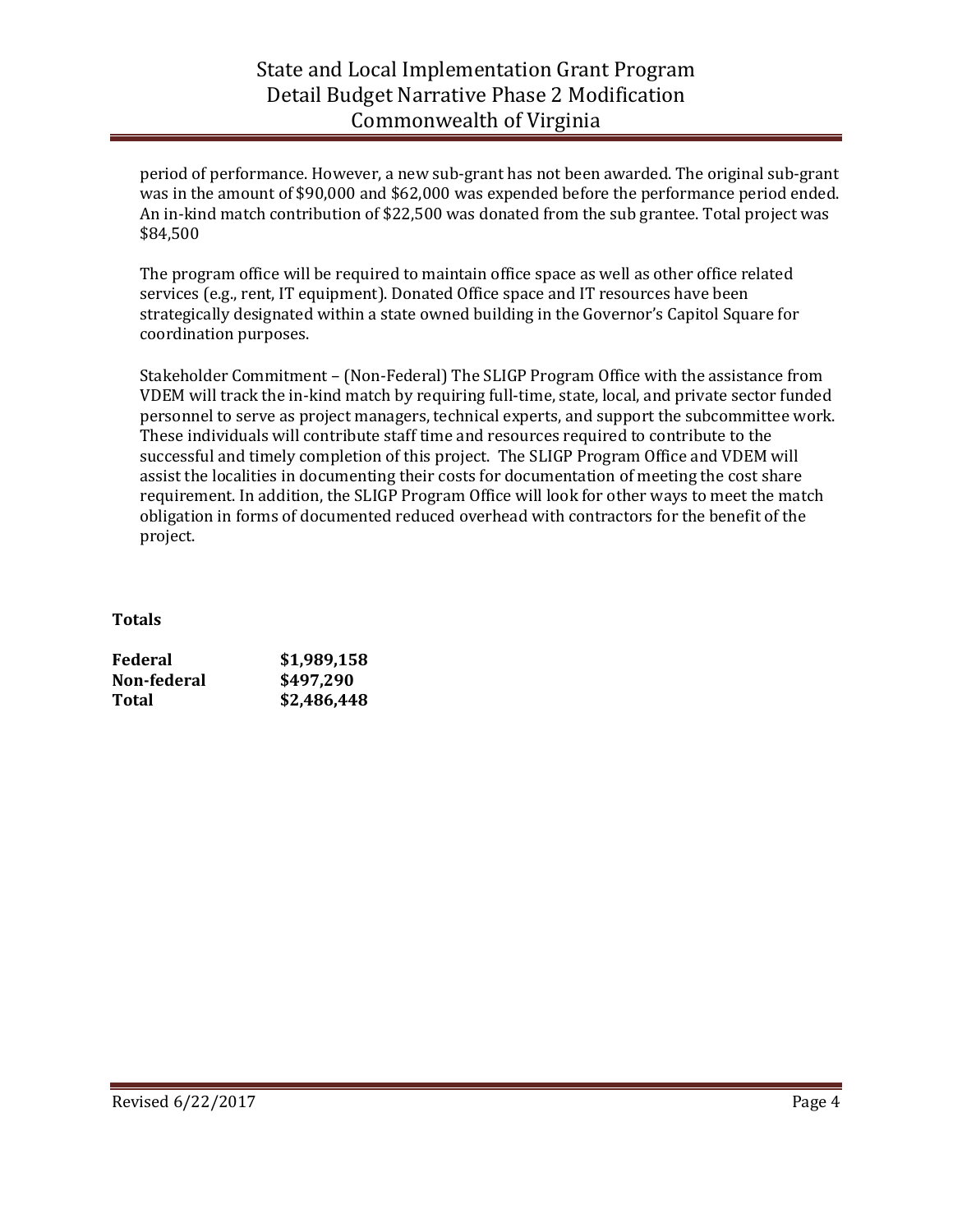period of performance. However, a new sub-grant has not been awarded. The original sub-grant was in the amount of $90,000 and $62,000 was expended before the performance period ended. An in-kind match contribution of $22,500 was donated from the sub grantee. Total project was $84,500

The program office will be required to maintain office space as well as other office related services (e.g., rent, IT equipment). Donated Office space and IT resources have been strategically designated within a state owned building in the Governor's Capitol Square for coordination purposes.

Stakeholder Commitment – (Non-Federal) The SLIGP Program Office with the assistance from VDEM will track the in-kind match by requiring full-time, state, local, and private sector funded personnel to serve as project managers, technical experts, and support the subcommittee work. These individuals will contribute staff time and resources required to contribute to the successful and timely completion of this project. The SLIGP Program Office and VDEM will assist the localities in documenting their costs for documentation of meeting the cost share requirement. In addition, the SLIGP Program Office will look for other ways to meet the match obligation in forms of documented reduced overhead with contractors for the benefit of the project.

**Totals**

| | |
|---|---|
| **Federal** | **$1,989,158** |
| **Non-federal** | **$497,290** |
| **Total** | **$2,486,448** |